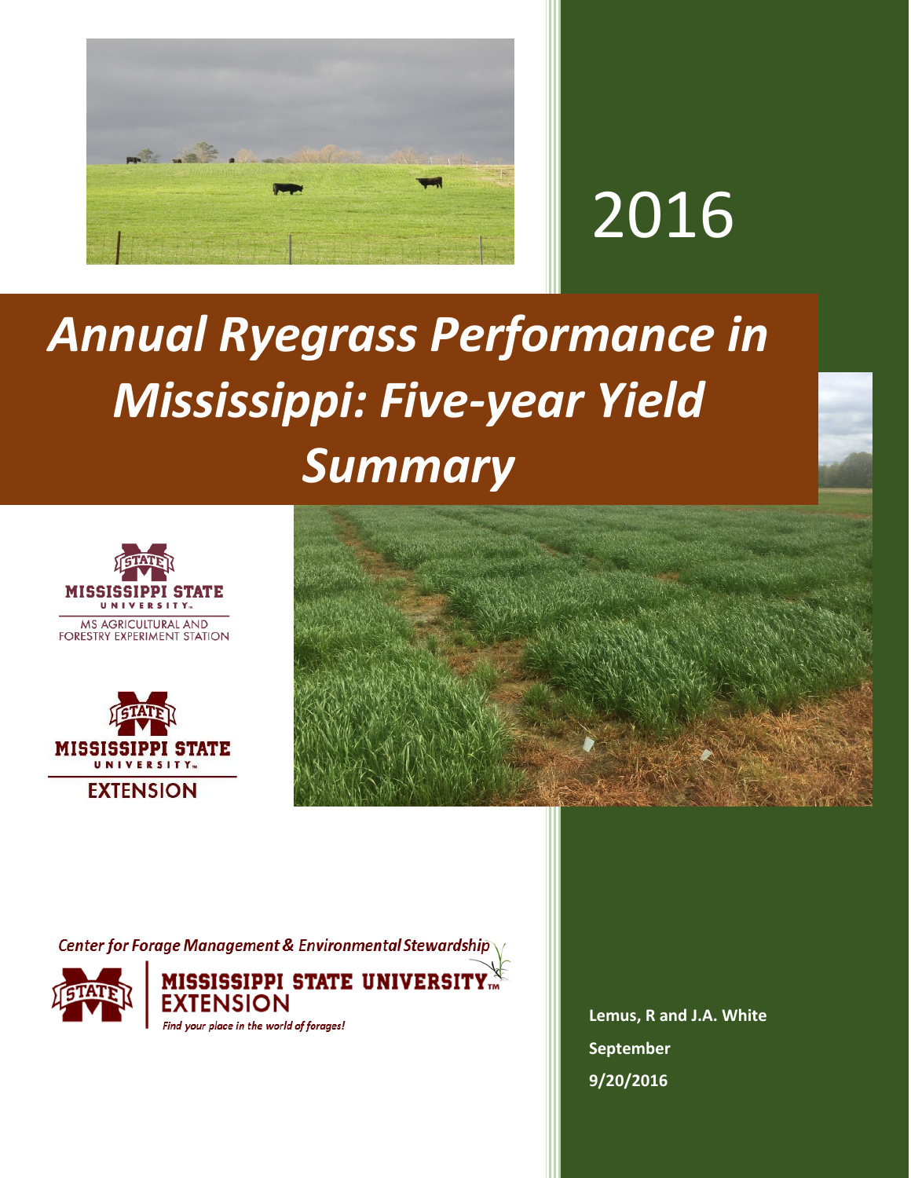2016

# *Annual Ryegrass Performance in Mississippi: Five-year Yield Summary*

MISSISSIPPI STATE UNIVERSITY

MS AGRICULTURAL AND FORESTRY EXPERIMENT STATION

MISSISSIPPI STATE UNIVERSITY

EXTENSION

*Center for Forage Management & Environmental Stewardship*

MISSISSIPPI STATE UNIVERSITY EXTENSION

*Find your place in the world of forages!*

**Lemus, R and J.A. White**

**September**

**9/20/2016**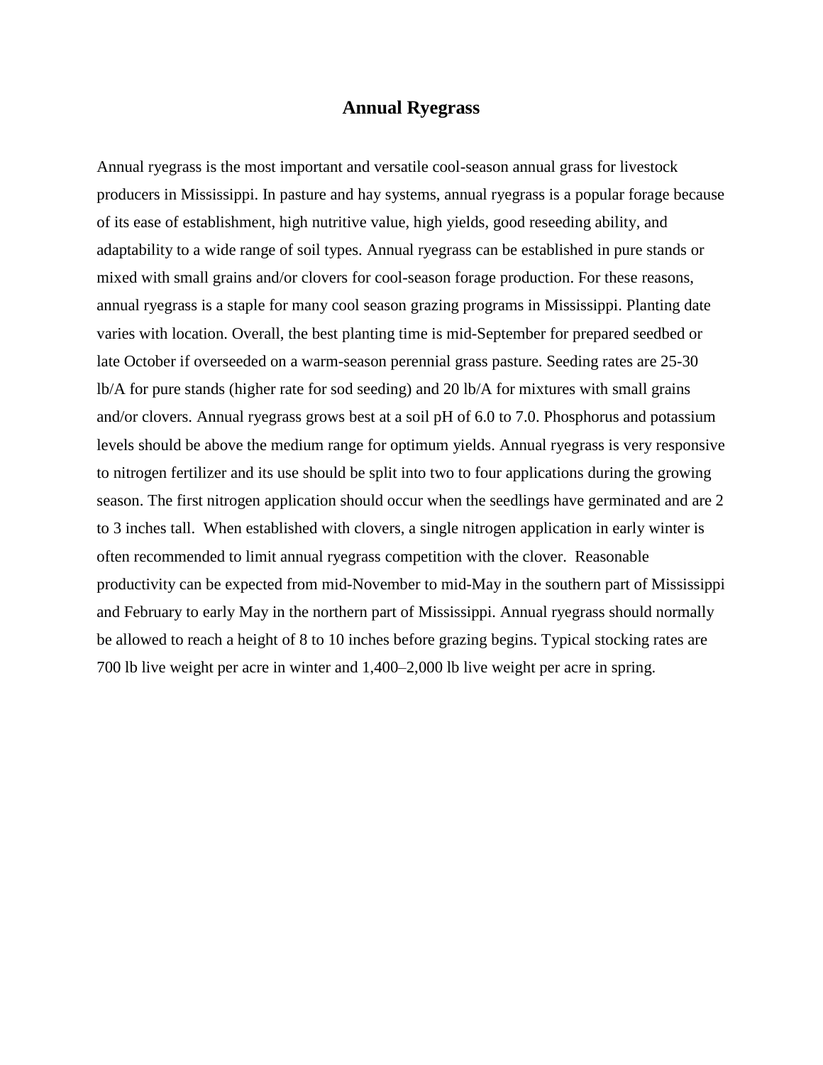# Annual Ryegrass

Annual ryegrass is the most important and versatile cool-season annual grass for livestock producers in Mississippi. In pasture and hay systems, annual ryegrass is a popular forage because of its ease of establishment, high nutritive value, high yields, good reseeding ability, and adaptability to a wide range of soil types. Annual ryegrass can be established in pure stands or mixed with small grains and/or clovers for cool-season forage production. For these reasons, annual ryegrass is a staple for many cool season grazing programs in Mississippi. Planting date varies with location. Overall, the best planting time is mid-September for prepared seedbed or late October if overseeded on a warm-season perennial grass pasture. Seeding rates are 25-30 lb/A for pure stands (higher rate for sod seeding) and 20 lb/A for mixtures with small grains and/or clovers. Annual ryegrass grows best at a soil pH of 6.0 to 7.0. Phosphorus and potassium levels should be above the medium range for optimum yields. Annual ryegrass is very responsive to nitrogen fertilizer and its use should be split into two to four applications during the growing season. The first nitrogen application should occur when the seedlings have germinated and are 2 to 3 inches tall. When established with clovers, a single nitrogen application in early winter is often recommended to limit annual ryegrass competition with the clover. Reasonable productivity can be expected from mid-November to mid-May in the southern part of Mississippi and February to early May in the northern part of Mississippi. Annual ryegrass should normally be allowed to reach a height of 8 to 10 inches before grazing begins. Typical stocking rates are 700 lb live weight per acre in winter and 1,400–2,000 lb live weight per acre in spring.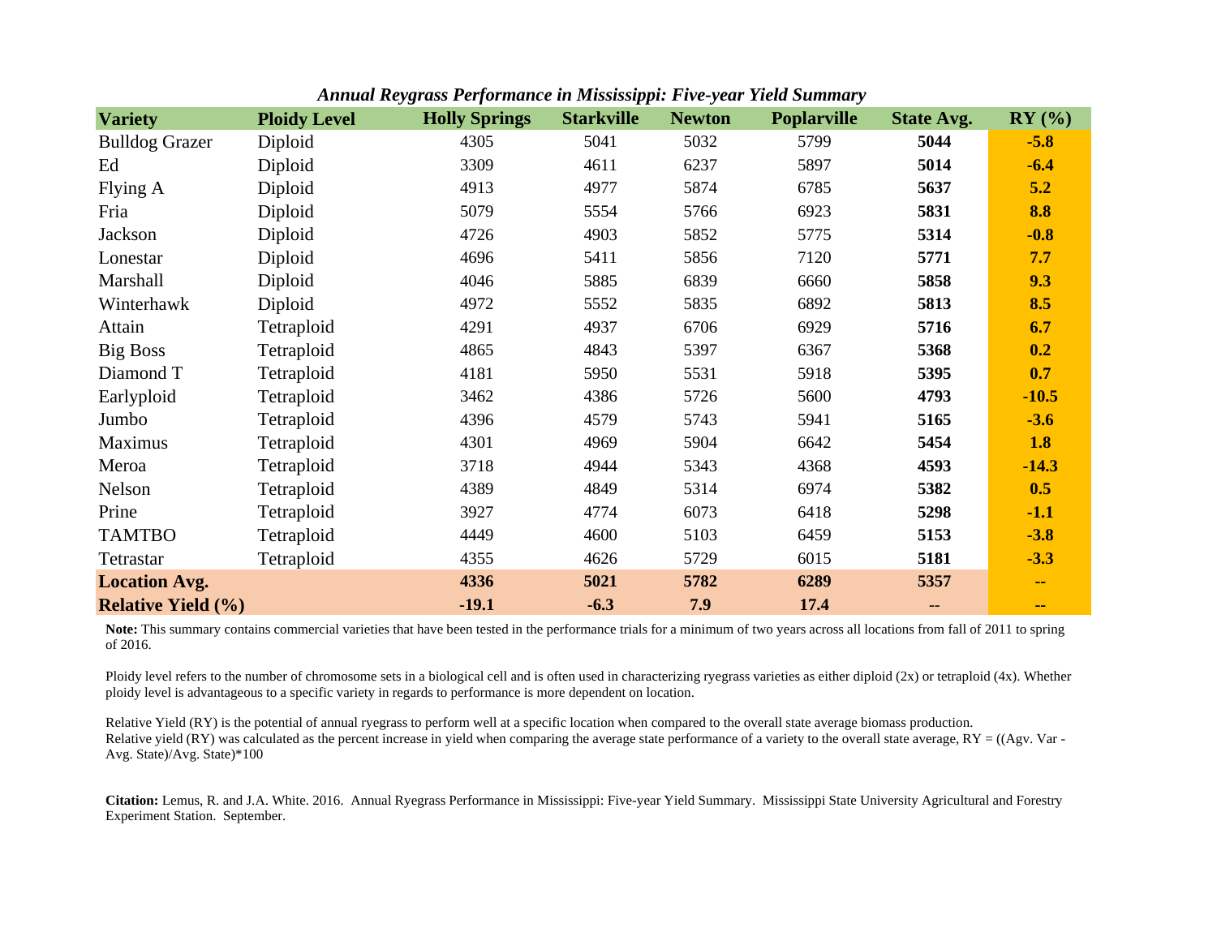*Annual Reygrass Performance in Mississippi: Five-year Yield Summary*

| Variety | Ploidy Level | Holly Springs | Starkville | Newton | Poplarville | State Avg. | RY (%) |
|---|---|---|---|---|---|---|---|
| Bulldog Grazer | Diploid | 4305 | 5041 | 5032 | 5799 | **5044** | **-5.8** |
| Ed | Diploid | 3309 | 4611 | 6237 | 5897 | **5014** | **-6.4** |
| Flying A | Diploid | 4913 | 4977 | 5874 | 6785 | **5637** | **5.2** |
| Fria | Diploid | 5079 | 5554 | 5766 | 6923 | **5831** | **8.8** |
| Jackson | Diploid | 4726 | 4903 | 5852 | 5775 | **5314** | **-0.8** |
| Lonestar | Diploid | 4696 | 5411 | 5856 | 7120 | **5771** | **7.7** |
| Marshall | Diploid | 4046 | 5885 | 6839 | 6660 | **5858** | **9.3** |
| Winterhawk | Diploid | 4972 | 5552 | 5835 | 6892 | **5813** | **8.5** |
| Attain | Tetraploid | 4291 | 4937 | 6706 | 6929 | **5716** | **6.7** |
| Big Boss | Tetraploid | 4865 | 4843 | 5397 | 6367 | **5368** | **0.2** |
| Diamond T | Tetraploid | 4181 | 5950 | 5531 | 5918 | **5395** | **0.7** |
| Earlyploid | Tetraploid | 3462 | 4386 | 5726 | 5600 | **4793** | **-10.5** |
| Jumbo | Tetraploid | 4396 | 4579 | 5743 | 5941 | **5165** | **-3.6** |
| Maximus | Tetraploid | 4301 | 4969 | 5904 | 6642 | **5454** | **1.8** |
| Meroa | Tetraploid | 3718 | 4944 | 5343 | 4368 | **4593** | **-14.3** |
| Nelson | Tetraploid | 4389 | 4849 | 5314 | 6974 | **5382** | **0.5** |
| Prine | Tetraploid | 3927 | 4774 | 6073 | 6418 | **5298** | **-1.1** |
| TAMTBO | Tetraploid | 4449 | 4600 | 5103 | 6459 | **5153** | **-3.8** |
| Tetrastar | Tetraploid | 4355 | 4626 | 5729 | 6015 | **5181** | **-3.3** |
| **Location Avg.** | | **4336** | **5021** | **5782** | **6289** | **5357** | **--** |
| **Relative Yield (%)** | | **-19.1** | **-6.3** | **7.9** | **17.4** | **--** | **--** |

**Note:** This summary contains commercial varieties that have been tested in the performance trials for a minimum of two years across all locations from fall of 2011 to spring of 2016.

Ploidy level refers to the number of chromosome sets in a biological cell and is often used in characterizing ryegrass varieties as either diploid (2x) or tetraploid (4x). Whether ploidy level is advantageous to a specific variety in regards to performance is more dependent on location.

Relative Yield (RY) is the potential of annual ryegrass to perform well at a specific location when compared to the overall state average biomass production.
Relative yield (RY) was calculated as the percent increase in yield when comparing the average state performance of a variety to the overall state average, RY = ((Agv. Var - Avg. State)/Avg. State)*100

**Citation:** Lemus, R. and J.A. White. 2016. Annual Ryegrass Performance in Mississippi: Five-year Yield Summary. Mississippi State University Agricultural and Forestry Experiment Station. September.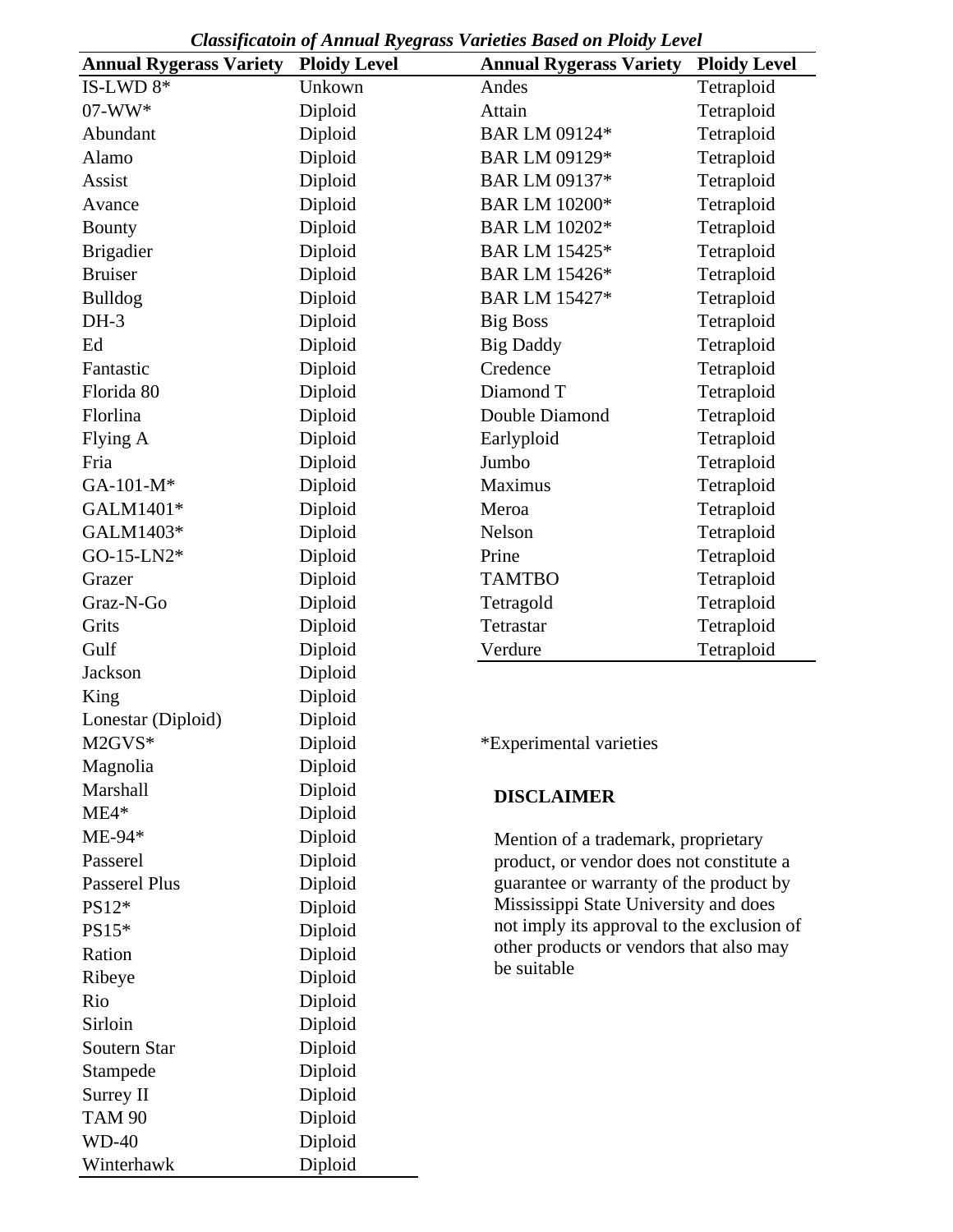*Classificatoin of Annual Ryegrass Varieties Based on Ploidy Level*

| Annual Rygerass Variety | Ploidy Level | Annual Rygerass Variety | Ploidy Level |
|---|---|---|---|
| IS-LWD 8* | Unkown | Andes | Tetraploid |
| 07-WW* | Diploid | Attain | Tetraploid |
| Abundant | Diploid | BAR LM 09124* | Tetraploid |
| Alamo | Diploid | BAR LM 09129* | Tetraploid |
| Assist | Diploid | BAR LM 09137* | Tetraploid |
| Avance | Diploid | BAR LM 10200* | Tetraploid |
| Bounty | Diploid | BAR LM 10202* | Tetraploid |
| Brigadier | Diploid | BAR LM 15425* | Tetraploid |
| Bruiser | Diploid | BAR LM 15426* | Tetraploid |
| Bulldog | Diploid | BAR LM 15427* | Tetraploid |
| DH-3 | Diploid | Big Boss | Tetraploid |
| Ed | Diploid | Big Daddy | Tetraploid |
| Fantastic | Diploid | Credence | Tetraploid |
| Florida 80 | Diploid | Diamond T | Tetraploid |
| Florlina | Diploid | Double Diamond | Tetraploid |
| Flying A | Diploid | Earlyploid | Tetraploid |
| Fria | Diploid | Jumbo | Tetraploid |
| GA-101-M* | Diploid | Maximus | Tetraploid |
| GALM1401* | Diploid | Meroa | Tetraploid |
| GALM1403* | Diploid | Nelson | Tetraploid |
| GO-15-LN2* | Diploid | Prine | Tetraploid |
| Grazer | Diploid | TAMTBO | Tetraploid |
| Graz-N-Go | Diploid | Tetragold | Tetraploid |
| Grits | Diploid | Tetrastar | Tetraploid |
| Gulf | Diploid | Verdure | Tetraploid |
| Jackson | Diploid | | |
| King | Diploid | | |
| Lonestar (Diploid) | Diploid | | |
| M2GVS* | Diploid | | |
| Magnolia | Diploid | | |
| Marshall | Diploid | | |
| ME4* | Diploid | | |
| ME-94* | Diploid | | |
| Passerel | Diploid | | |
| Passerel Plus | Diploid | | |
| PS12* | Diploid | | |
| PS15* | Diploid | | |
| Ration | Diploid | | |
| Ribeye | Diploid | | |
| Rio | Diploid | | |
| Sirloin | Diploid | | |
| Soutern Star | Diploid | | |
| Stampede | Diploid | | |
| Surrey II | Diploid | | |
| TAM 90 | Diploid | | |
| WD-40 | Diploid | | |
| Winterhawk | Diploid | | |

*Experimental varieties

**DISCLAIMER**

Mention of a trademark, proprietary product, or vendor does not constitute a guarantee or warranty of the product by Mississippi State University and does not imply its approval to the exclusion of other products or vendors that also may be suitable